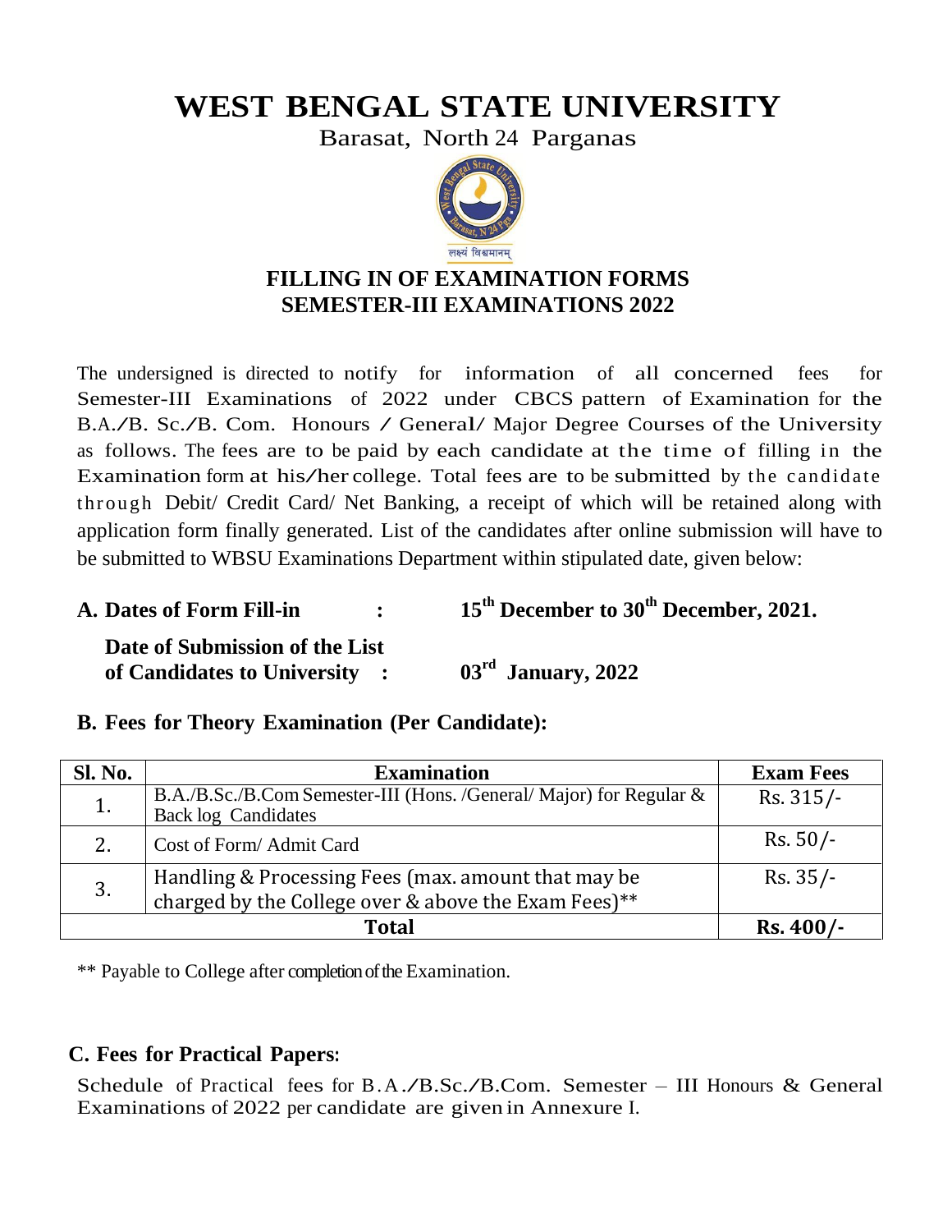# WEST BENGAL STATE UNIVERSITY

Barasat, North 24 Parganas

लक्ष्यं विश्वमानम्

## FILLING IN OF EXAMINATION FORMS
## SEMESTER-III EXAMINATIONS 2022

The undersigned is directed to notify for information of all concerned fees for Semester-III Examinations of 2022 under CBCS pattern of Examination for the B.A./B. Sc./B. Com. Honours / General/ Major Degree Courses of the University as follows. The fees are to be paid by each candidate at the time of filling in the Examination form at his/her college. Total fees are to be submitted by the candidate through Debit/ Credit Card/ Net Banking, a receipt of which will be retained along with application form finally generated. List of the candidates after online submission will have to be submitted to WBSU Examinations Department within stipulated date, given below:

**A. Dates of Form Fill-in : 15th December to 30th December, 2021.**

**Date of Submission of the List of Candidates to University : 03rd January, 2022**

**B. Fees for Theory Examination (Per Candidate):**

| Sl. No. | Examination | Exam Fees |
|---|---|---|
| 1. | B.A./B.Sc./B.Com Semester-III (Hons. /General/ Major) for Regular & Back log Candidates | Rs. 315/- |
| 2. | Cost of Form/ Admit Card | Rs. 50/- |
| 3. | Handling & Processing Fees (max. amount that may be charged by the College over & above the Exam Fees)** | Rs. 35/- |
| **Total** | | **Rs. 400/-** |

** Payable to College after completion of the Examination.

**C. Fees for Practical Papers:**

Schedule of Practical fees for B.A./B.Sc./B.Com. Semester – III Honours & General Examinations of 2022 per candidate are given in Annexure I.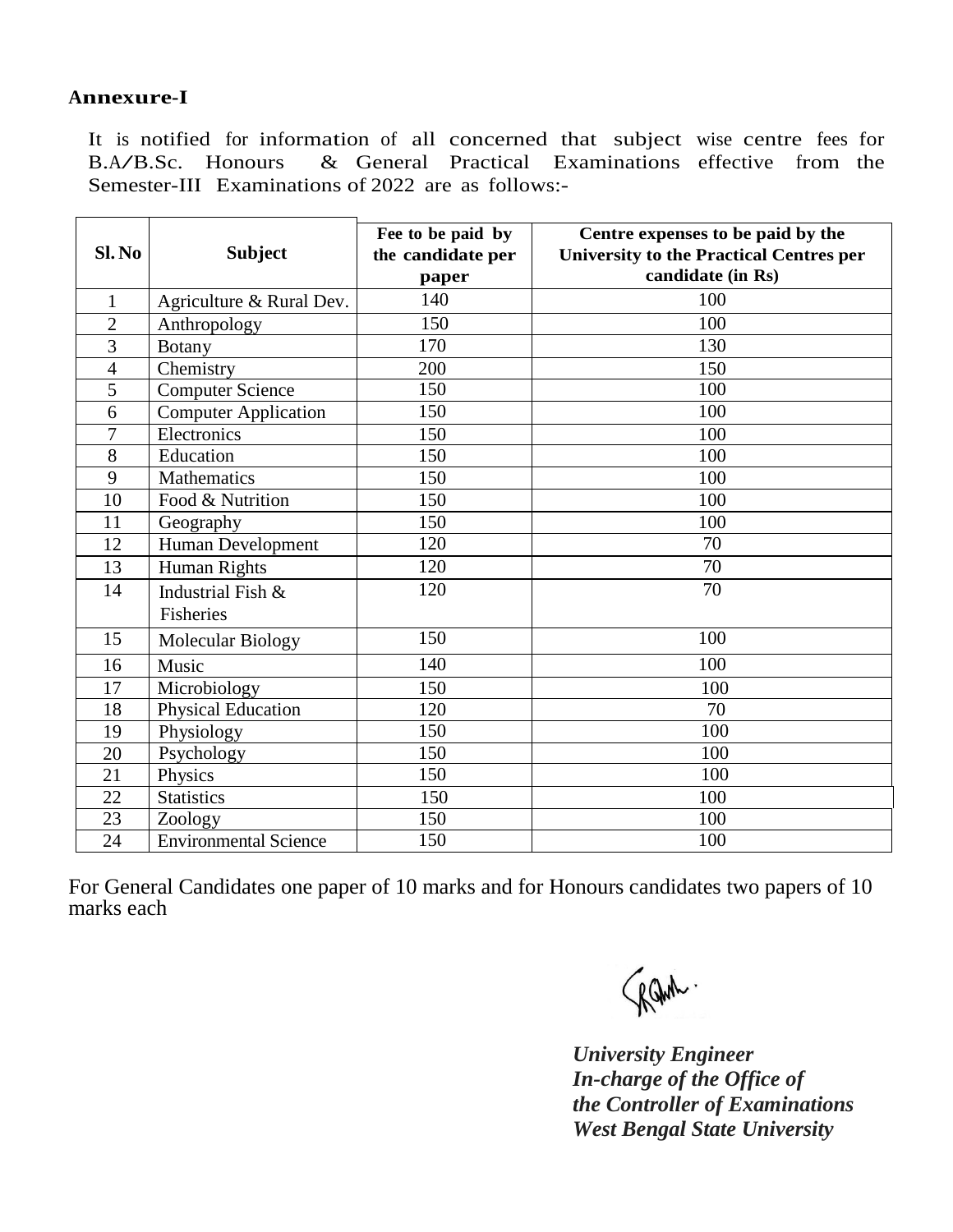**Annexure-I**

It is notified for information of all concerned that subject wise centre fees for B.A/B.Sc. Honours & General Practical Examinations effective from the Semester-III Examinations of 2022 are as follows:-

| Sl. No | Subject | Fee to be paid by the candidate per paper | Centre expenses to be paid by the University to the Practical Centres per candidate (in Rs) |
|---|---|---|---|
| 1 | Agriculture & Rural Dev. | 140 | 100 |
| 2 | Anthropology | 150 | 100 |
| 3 | Botany | 170 | 130 |
| 4 | Chemistry | 200 | 150 |
| 5 | Computer Science | 150 | 100 |
| 6 | Computer Application | 150 | 100 |
| 7 | Electronics | 150 | 100 |
| 8 | Education | 150 | 100 |
| 9 | Mathematics | 150 | 100 |
| 10 | Food & Nutrition | 150 | 100 |
| 11 | Geography | 150 | 100 |
| 12 | Human Development | 120 | 70 |
| 13 | Human Rights | 120 | 70 |
| 14 | Industrial Fish & Fisheries | 120 | 70 |
| 15 | Molecular Biology | 150 | 100 |
| 16 | Music | 140 | 100 |
| 17 | Microbiology | 150 | 100 |
| 18 | Physical Education | 120 | 70 |
| 19 | Physiology | 150 | 100 |
| 20 | Psychology | 150 | 100 |
| 21 | Physics | 150 | 100 |
| 22 | Statistics | 150 | 100 |
| 23 | Zoology | 150 | 100 |
| 24 | Environmental Science | 150 | 100 |

For General Candidates one paper of 10 marks and for Honours candidates two papers of 10 marks each

*University Engineer*
*In-charge of the Office of*
*the Controller of Examinations*
*West Bengal State University*